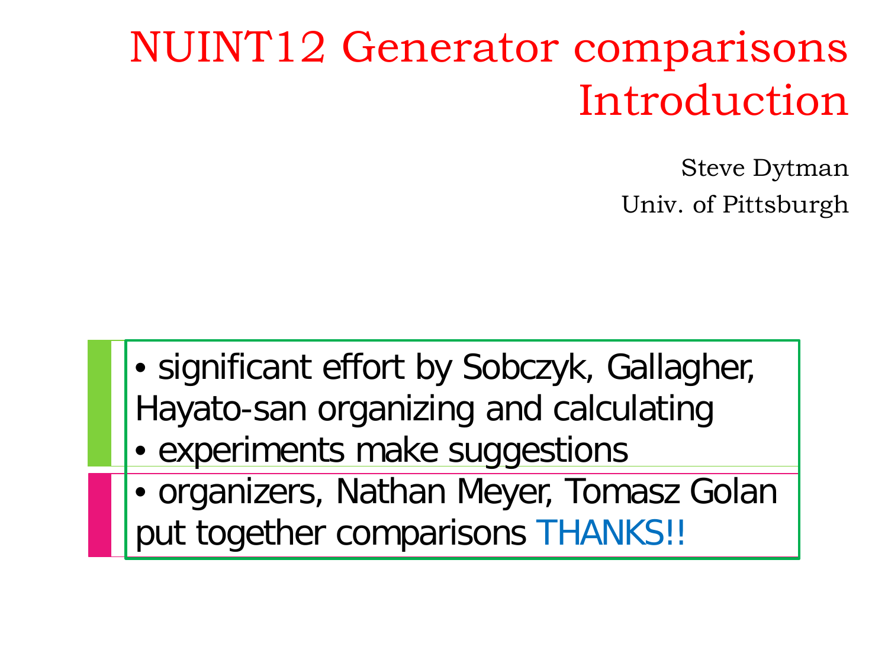# NUINT12 Generator comparisons Introduction

Steve Dytman

Univ. of Pittsburgh

- significant effort by Sobczyk, Gallagher, Hayato-san organizing and calculating
- experiments make suggestions
- organizers, Nathan Meyer, Tomasz Golan put together comparisons THANKS!!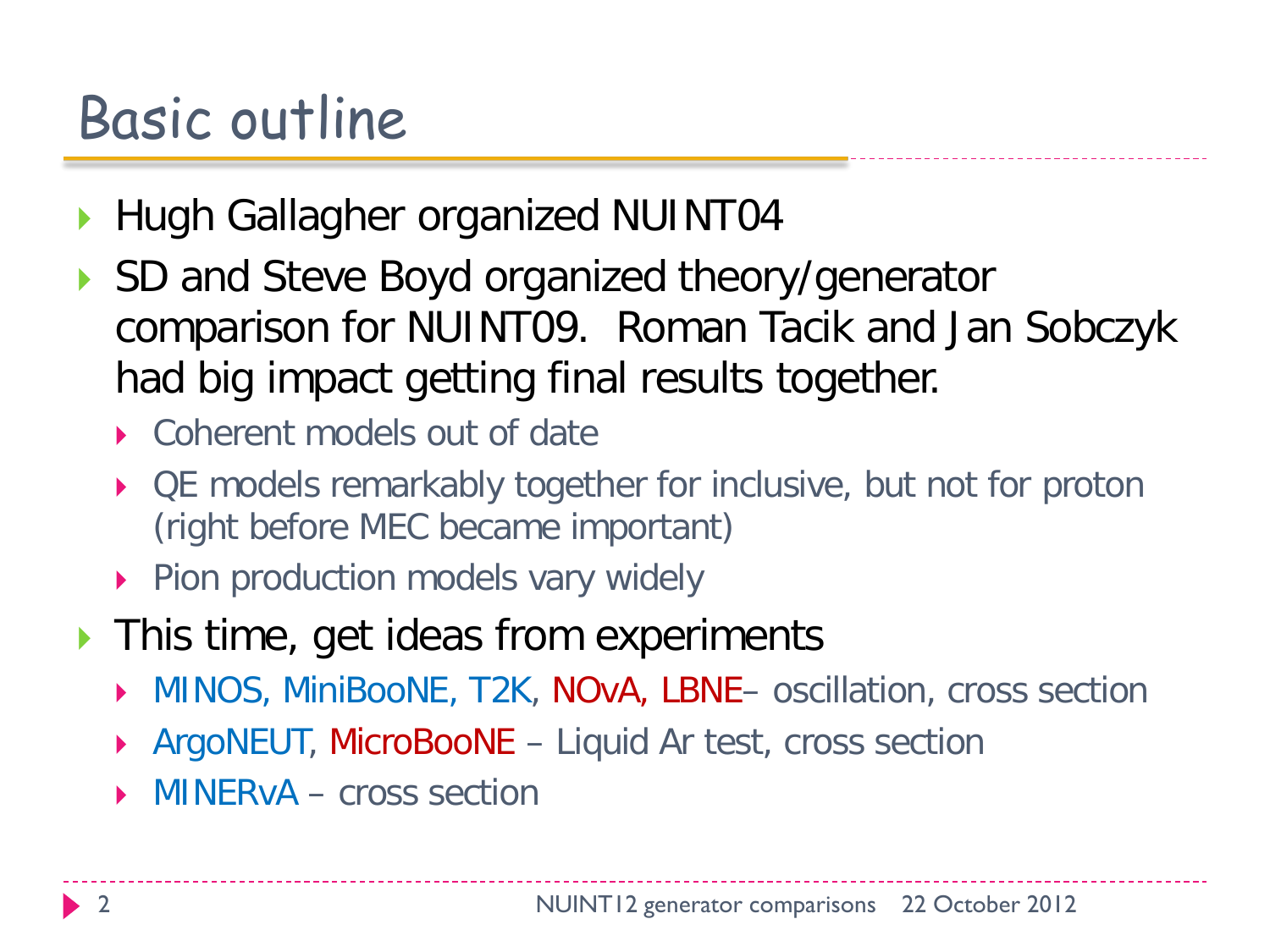# Basic outline

- Hugh Gallagher organized NUINT04
- SD and Steve Boyd organized theory/generator comparison for NUINT09. Roman Tacik and Jan Sobczyk had big impact getting final results together.
  - Coherent models out of date
  - QE models remarkably together for inclusive, but not for proton (right before MEC became important)
  - Pion production models vary widely
- This time, get ideas from experiments
  - MINOS, MiniBooNE, T2K, NOvA, LBNE– oscillation, cross section
  - ArgoNEUT, MicroBooNE – Liquid Ar test, cross section
  - MINERvA – cross section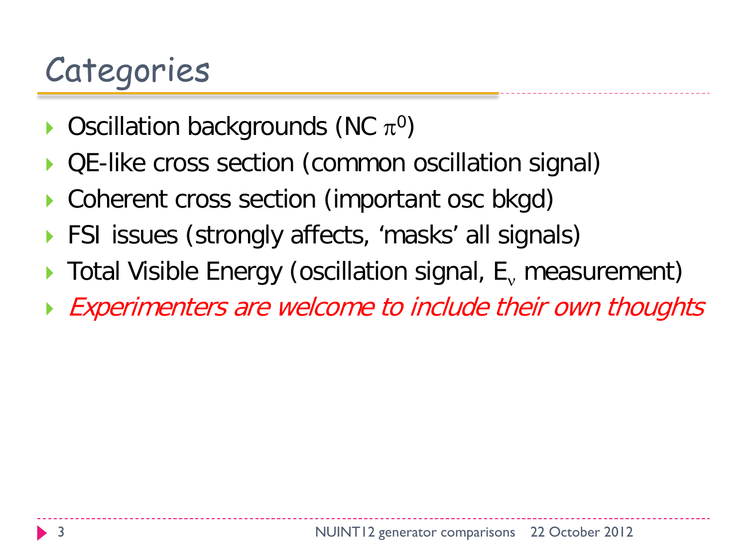# Categories

- Oscillation backgrounds (NC $\pi^0$)
- QE-like cross section (common oscillation signal)
- Coherent cross section (important osc bkgd)
- FSI issues (strongly affects, 'masks' all signals)
- Total Visible Energy (oscillation signal, $E_\nu$ measurement)
- *Experimenters are welcome to include their own thoughts*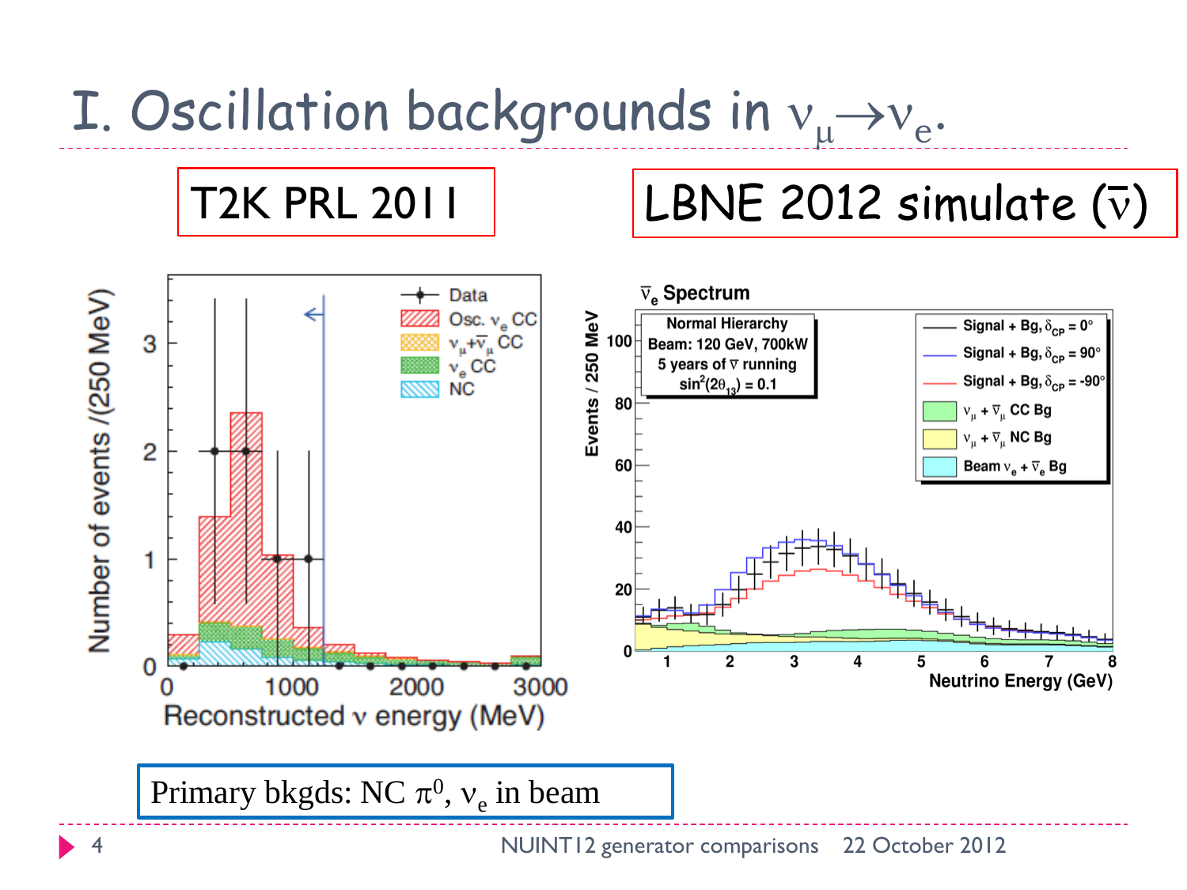# I. Oscillation backgrounds in $\nu_\mu \rightarrow \nu_e$.

T2K PRL 2011

LBNE 2012 simulate ($\bar{\nu}$)

Primary bkgds: NC $\pi^0$, $\nu_e$ in beam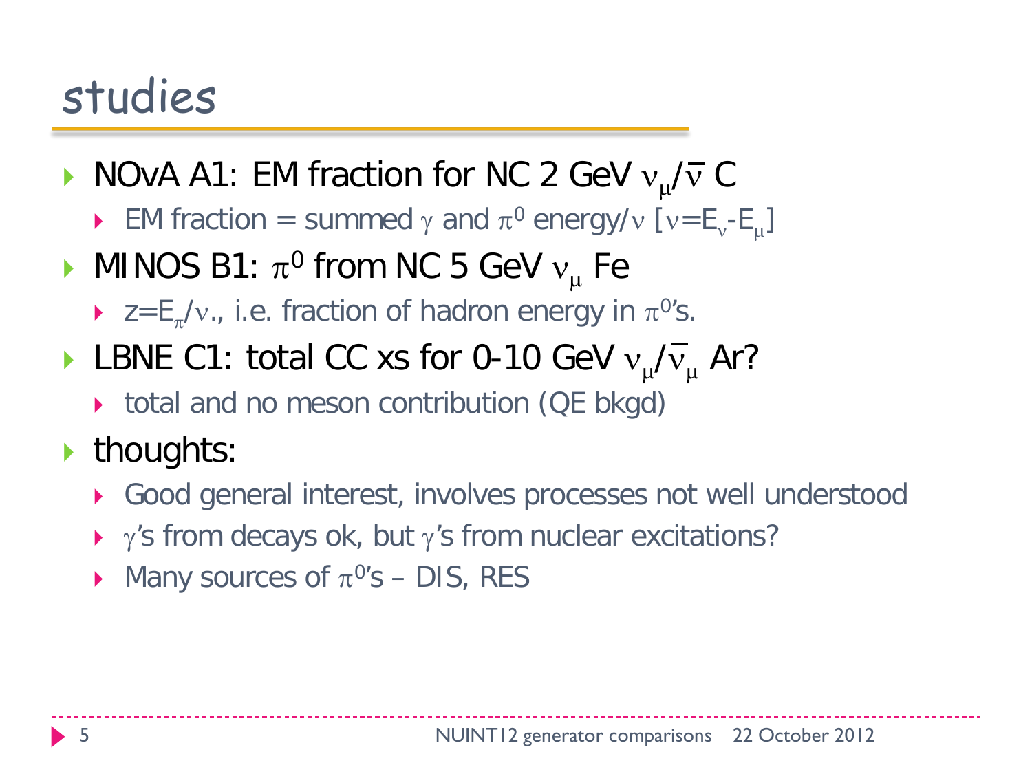# studies

- NOvA A1: EM fraction for NC 2 GeV $\nu_\mu/\bar{\nu}$ C
  - EM fraction = summed $\gamma$ and $\pi^0$ energy/$\nu$ [$\nu$=$E_\nu$-$E_\mu$]
- MINOS B1: $\pi^0$ from NC 5 GeV $\nu_\mu$ Fe
  - $z$=$E_\pi/\nu$., i.e. fraction of hadron energy in $\pi^0$'s.
- LBNE C1: total CC xs for 0-10 GeV $\nu_\mu/\bar{\nu}_\mu$ Ar?
  - total and no meson contribution (QE bkgd)
- thoughts:
  - Good general interest, involves processes not well understood
  - $\gamma$'s from decays ok, but $\gamma$'s from nuclear excitations?
  - Many sources of $\pi^0$'s – DIS, RES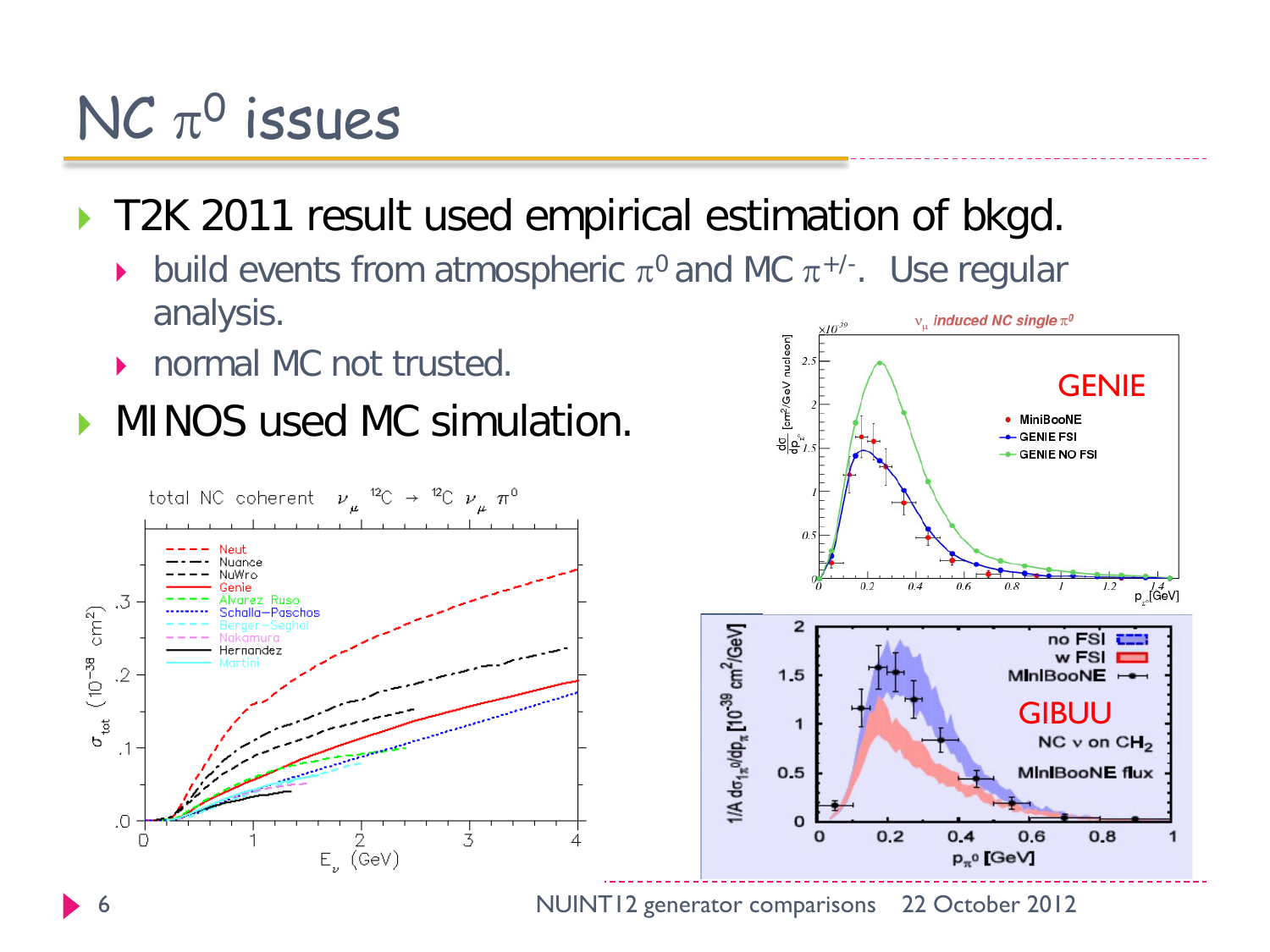# NC $\pi^0$ issues

- T2K 2011 result used empirical estimation of bkgd.
  - build events from atmospheric $\pi^0$ and MC $\pi^{+/-}$. Use regular analysis.
  - normal MC not trusted.
- MINOS used MC simulation.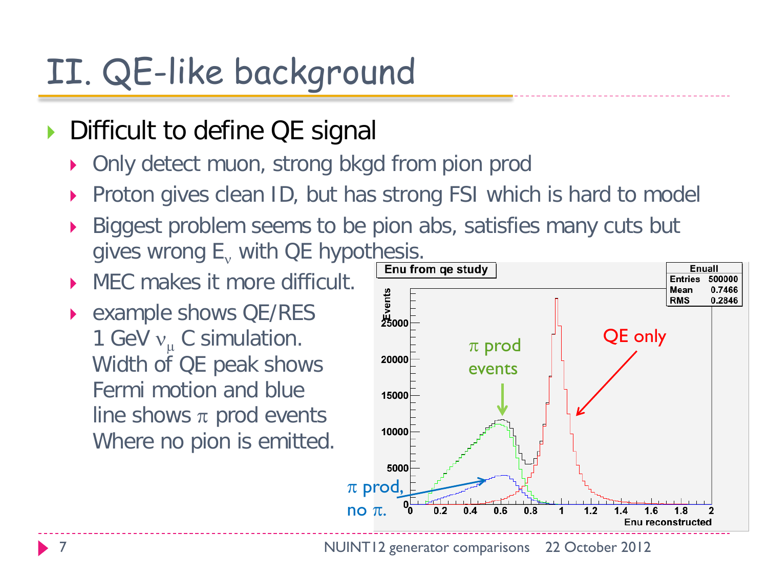# II. QE-like background

- Difficult to define QE signal
  - Only detect muon, strong bkgd from pion prod
  - Proton gives clean ID, but has strong FSI which is hard to model
  - Biggest problem seems to be pion abs, satisfies many cuts but gives wrong $E_\nu$ with QE hypothesis.
  - MEC makes it more difficult.
  - example shows QE/RES 1 GeV $\nu_\mu$ C simulation. Width of QE peak shows Fermi motion and blue line shows $\pi$ prod events Where no pion is emitted.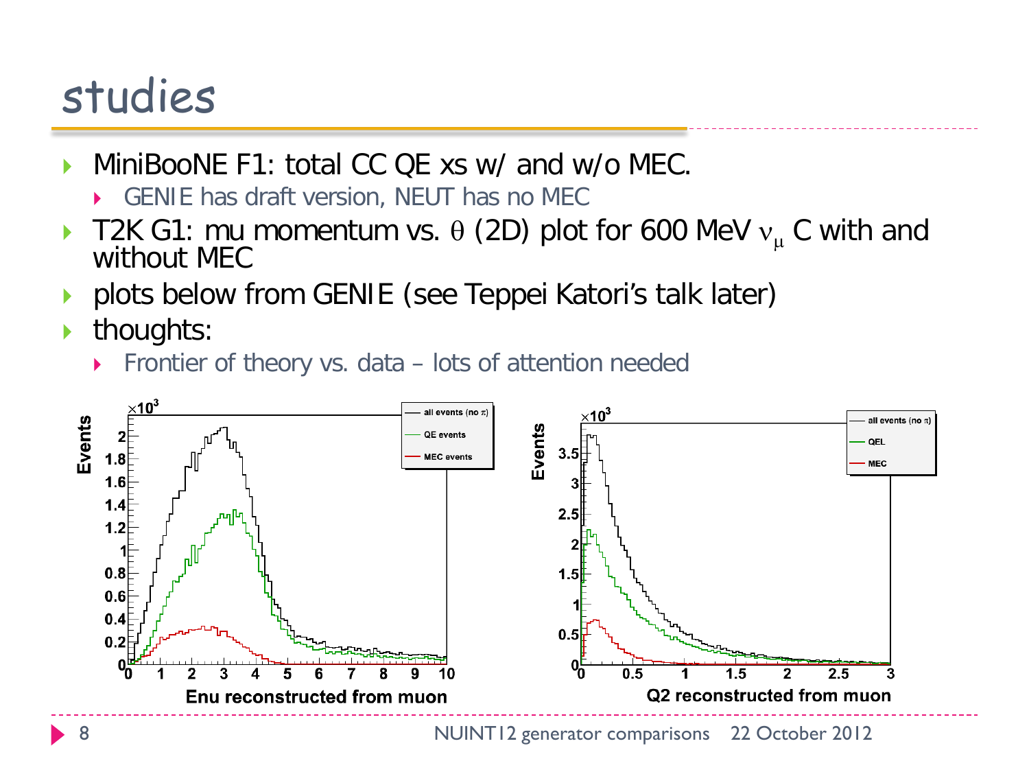# studies

- MiniBooNE F1: total CC QE xs w/ and w/o MEC.
  - GENIE has draft version, NEUT has no MEC
- T2K G1: mu momentum vs. $\theta$ (2D) plot for 600 MeV $\nu_\mu$ C with and without MEC
- plots below from GENIE (see Teppei Katori's talk later)
- thoughts:
  - Frontier of theory vs. data – lots of attention needed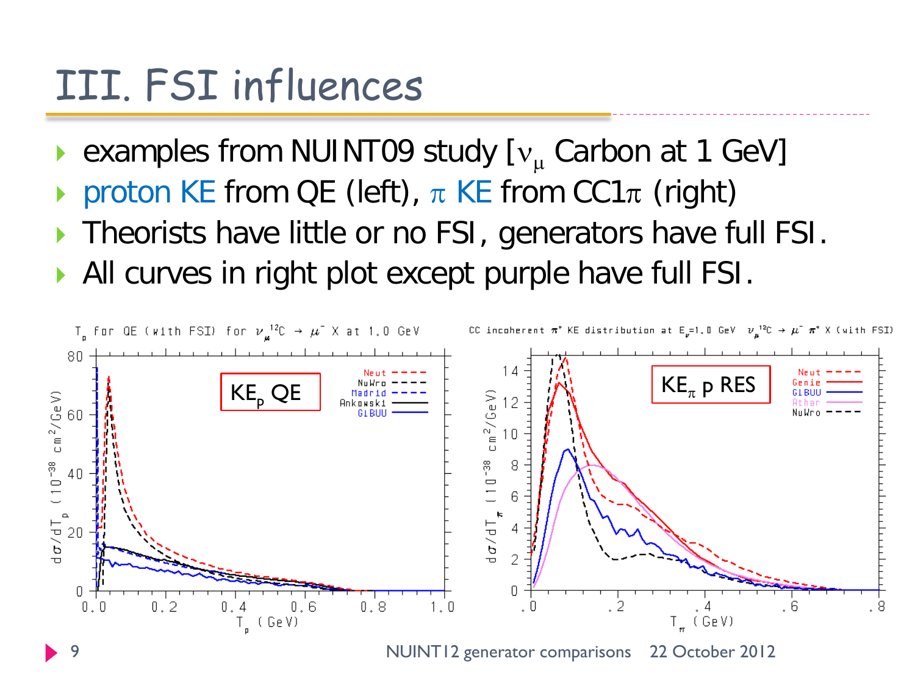# III. FSI influences

- examples from NUINT09 study [$\nu_\mu$ Carbon at 1 GeV]
- proton KE from QE (left), $\pi$ KE from CC1$\pi$ (right)
- Theorists have little or no FSI, generators have full FSI.
- All curves in right plot except purple have full FSI.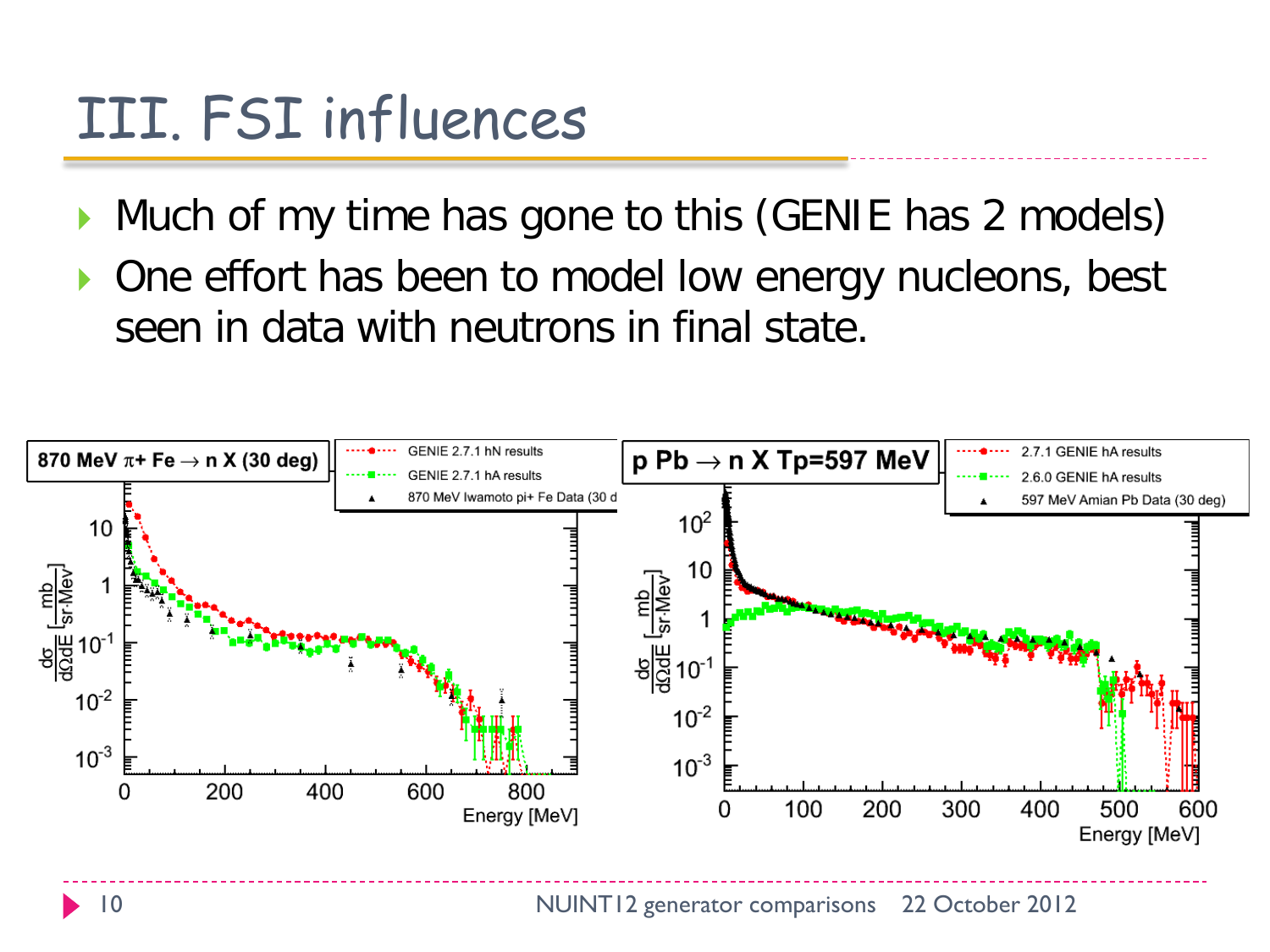# III. FSI influences

- Much of my time has gone to this (GENIE has 2 models)
- One effort has been to model low energy nucleons, best seen in data with neutrons in final state.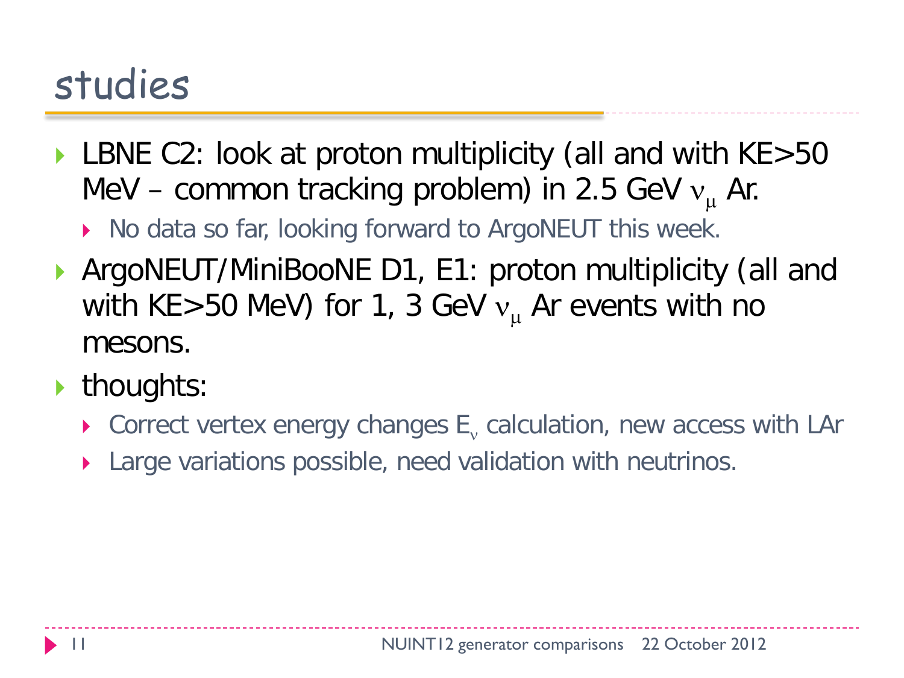# studies

- LBNE C2: look at proton multiplicity (all and with KE>50 MeV – common tracking problem) in 2.5 GeV $\nu_\mu$ Ar.
  - No data so far, looking forward to ArgoNEUT this week.
- ArgoNEUT/MiniBooNE D1, E1: proton multiplicity (all and with KE>50 MeV) for 1, 3 GeV $\nu_\mu$ Ar events with no mesons.
- thoughts:
  - Correct vertex energy changes $E_\nu$ calculation, new access with LAr
  - Large variations possible, need validation with neutrinos.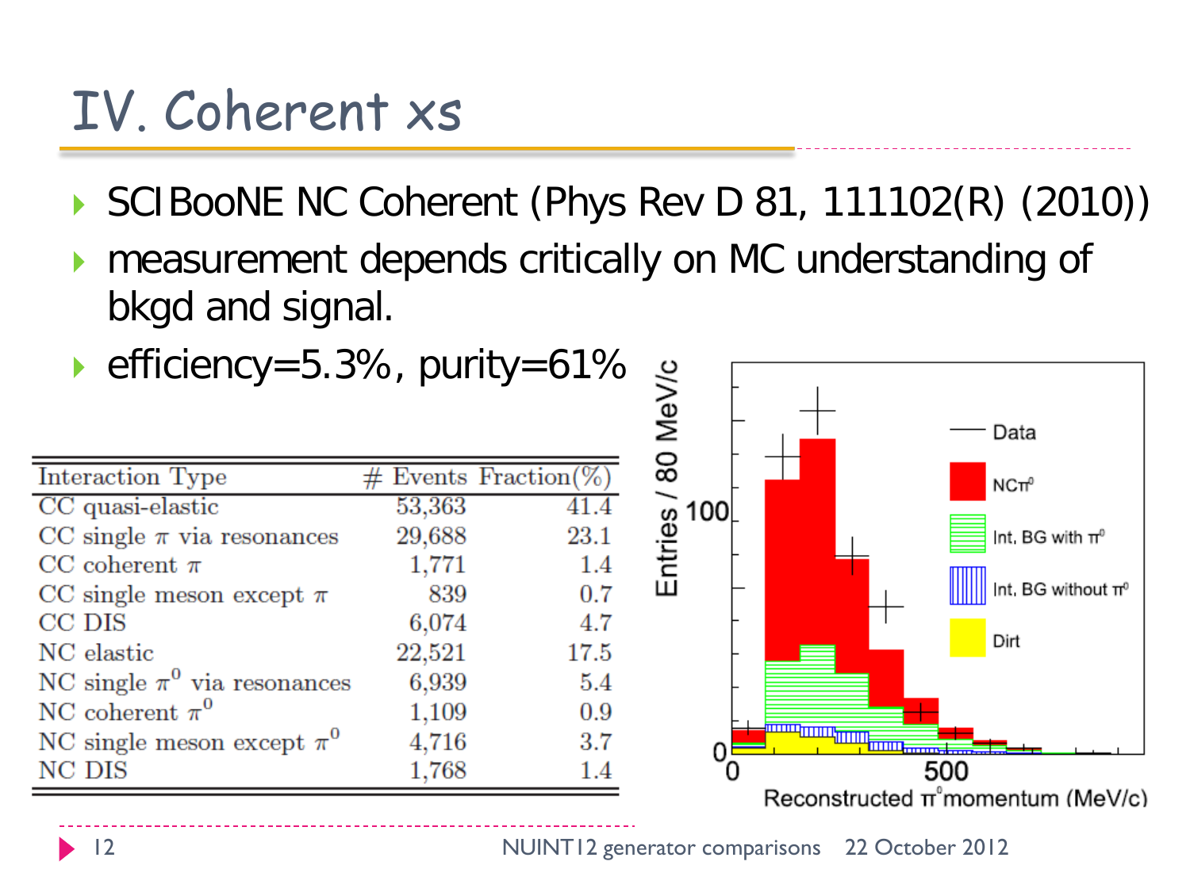# IV. Coherent xs

- SCIBooNE NC Coherent (Phys Rev D 81, 111102(R) (2010))
- measurement depends critically on MC understanding of bkgd and signal.
- efficiency=5.3%, purity=61%

| Interaction Type | # Events | Fraction(%) |
|---|---|---|
| CC quasi-elastic | 53,363 | 41.4 |
| CC single $\pi$ via resonances | 29,688 | 23.1 |
| CC coherent $\pi$ | 1,771 | 1.4 |
| CC single meson except $\pi$ | 839 | 0.7 |
| CC DIS | 6,074 | 4.7 |
| NC elastic | 22,521 | 17.5 |
| NC single $\pi^0$ via resonances | 6,939 | 5.4 |
| NC coherent $\pi^0$ | 1,109 | 0.9 |
| NC single meson except $\pi^0$ | 4,716 | 3.7 |
| NC DIS | 1,768 | 1.4 |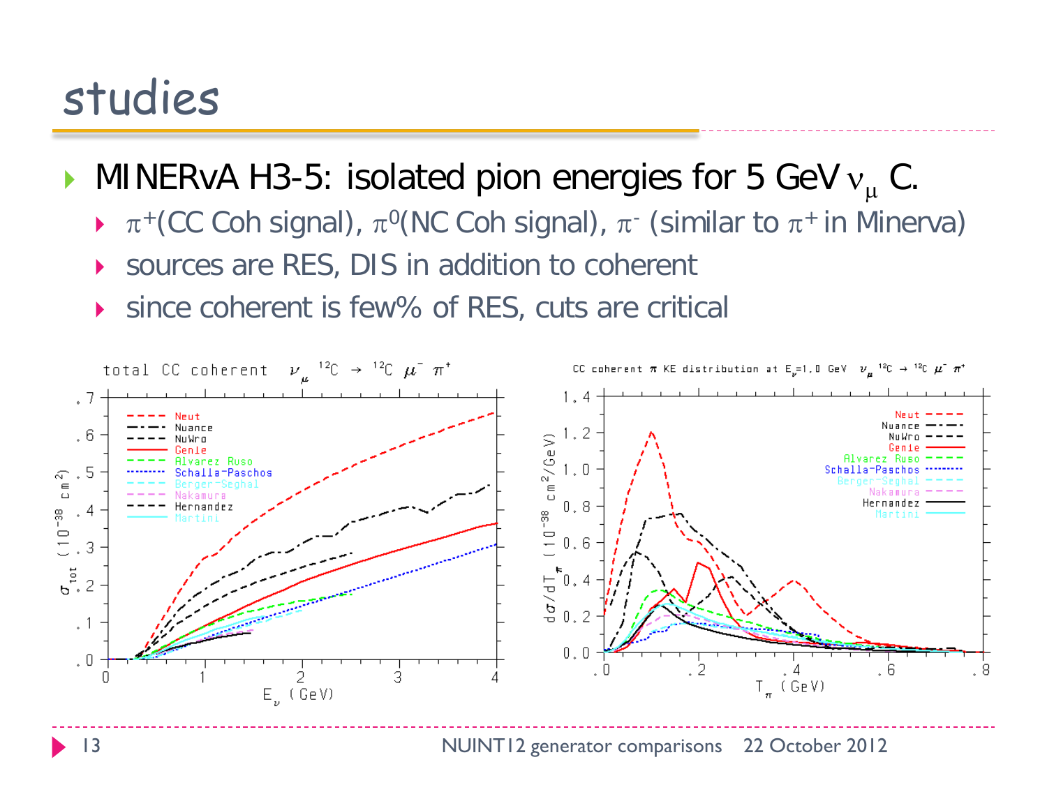# studies

- MINERvA H3-5: isolated pion energies for 5 GeV $\nu_\mu$ C.
  - $\pi^+$(CC Coh signal), $\pi^0$(NC Coh signal), $\pi^-$ (similar to $\pi^+$ in Minerva)
  - sources are RES, DIS in addition to coherent
  - since coherent is few% of RES, cuts are critical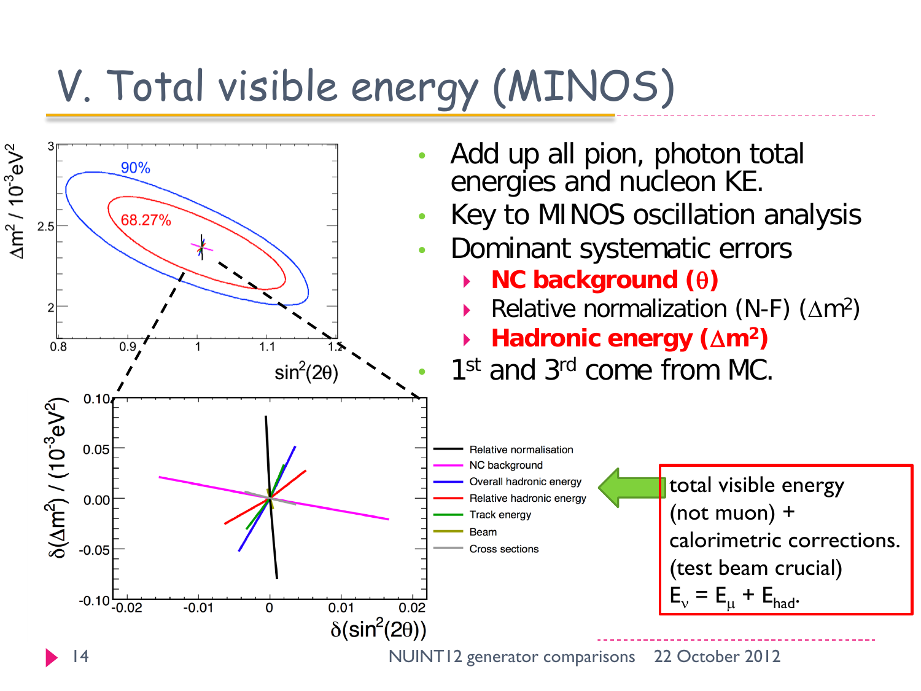# V. Total visible energy (MINOS)

- Add up all pion, photon total energies and nucleon KE.
- Key to MINOS oscillation analysis
- Dominant systematic errors
  - **NC background ($\theta$)**
  - Relative normalization (N-F) ($\Delta m^2$)
  - **Hadronic energy ($\Delta m^2$)**
- 1st and 3rd come from MC.

total visible energy (not muon) + calorimetric corrections. (test beam crucial) $E_\nu = E_\mu + E_{had}$.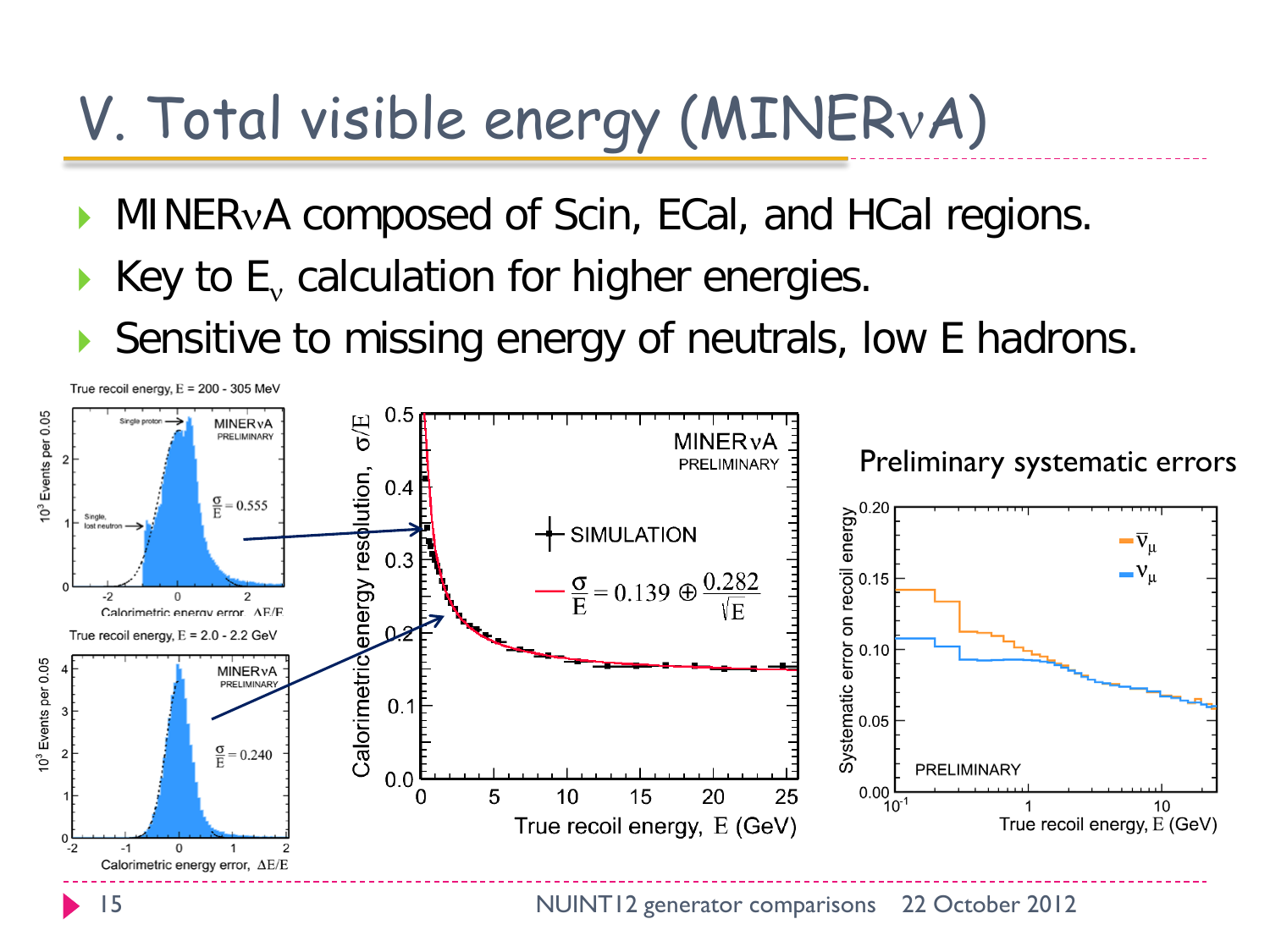# V. Total visible energy (MINERνA)

- MINERνA composed of Scin, ECal, and HCal regions.
- Key to $E_\nu$ calculation for higher energies.
- Sensitive to missing energy of neutrals, low E hadrons.

Preliminary systematic errors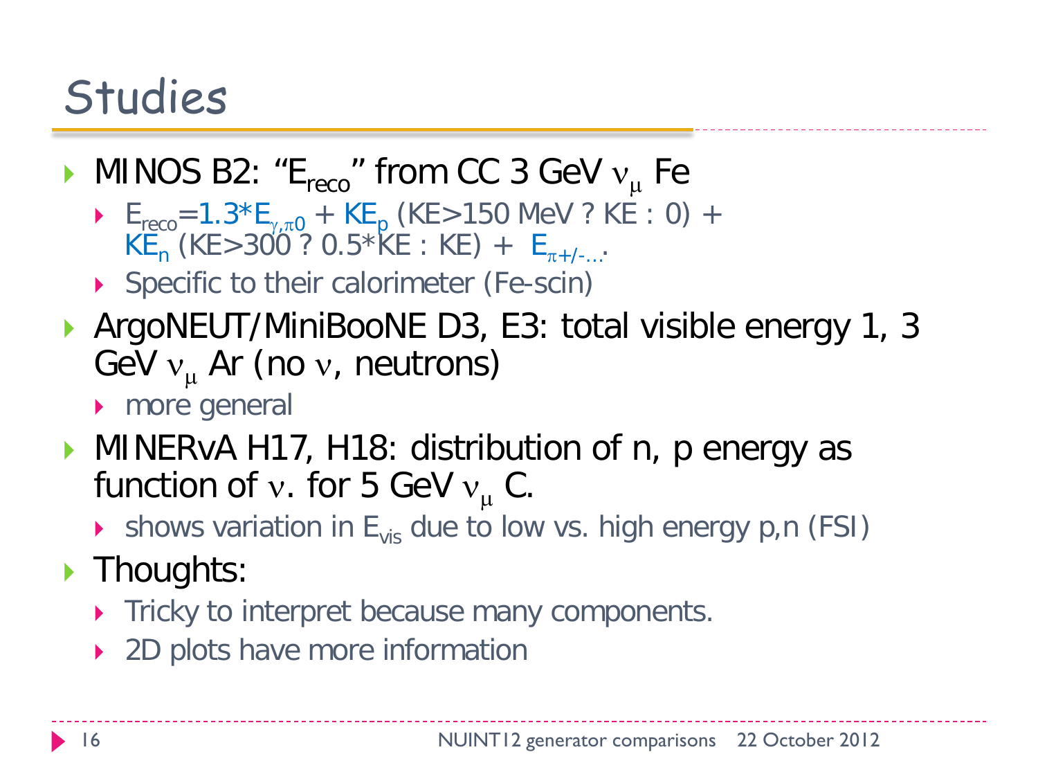# Studies

- MINOS B2: "$E_{reco}$" from CC 3 GeV $\nu_\mu$ Fe
  - $E_{reco}$=1.3*$E_{\gamma,\pi 0}$ + $KE_p$ (KE>150 MeV ? KE : 0) + $KE_n$ (KE>300 ? 0.5*KE : KE) + $E_{\pi+/-\ldots}$.
  - Specific to their calorimeter (Fe-scin)
- ArgoNEUT/MiniBooNE D3, E3: total visible energy 1, 3 GeV $\nu_\mu$ Ar (no $\nu$, neutrons)
  - more general
- MINERvA H17, H18: distribution of n, p energy as function of $\nu$. for 5 GeV $\nu_\mu$ C.
  - shows variation in $E_{vis}$ due to low vs. high energy p,n (FSI)
- Thoughts:
  - Tricky to interpret because many components.
  - 2D plots have more information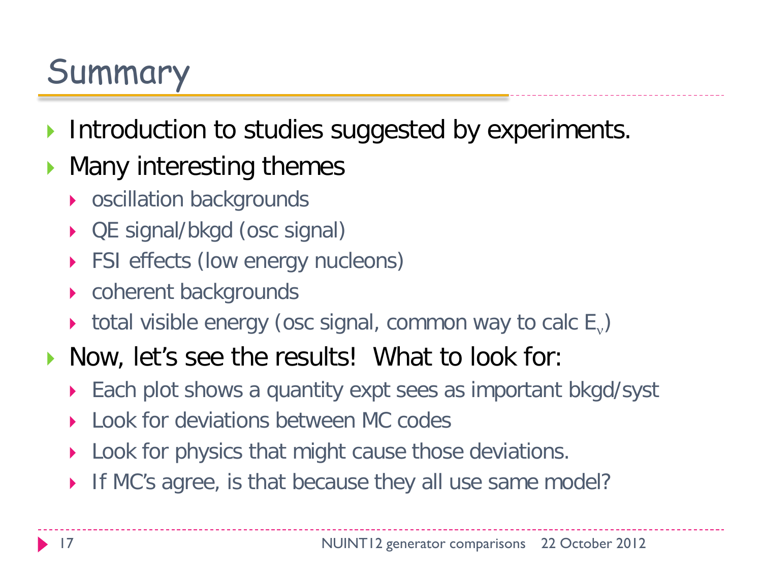# Summary

- Introduction to studies suggested by experiments.
- Many interesting themes
  - oscillation backgrounds
  - QE signal/bkgd (osc signal)
  - FSI effects (low energy nucleons)
  - coherent backgrounds
  - total visible energy (osc signal, common way to calc $E_\nu$)
- Now, let's see the results! What to look for:
  - Each plot shows a quantity expt sees as important bkgd/syst
  - Look for deviations between MC codes
  - Look for physics that might cause those deviations.
  - If MC's agree, is that because they all use same model?